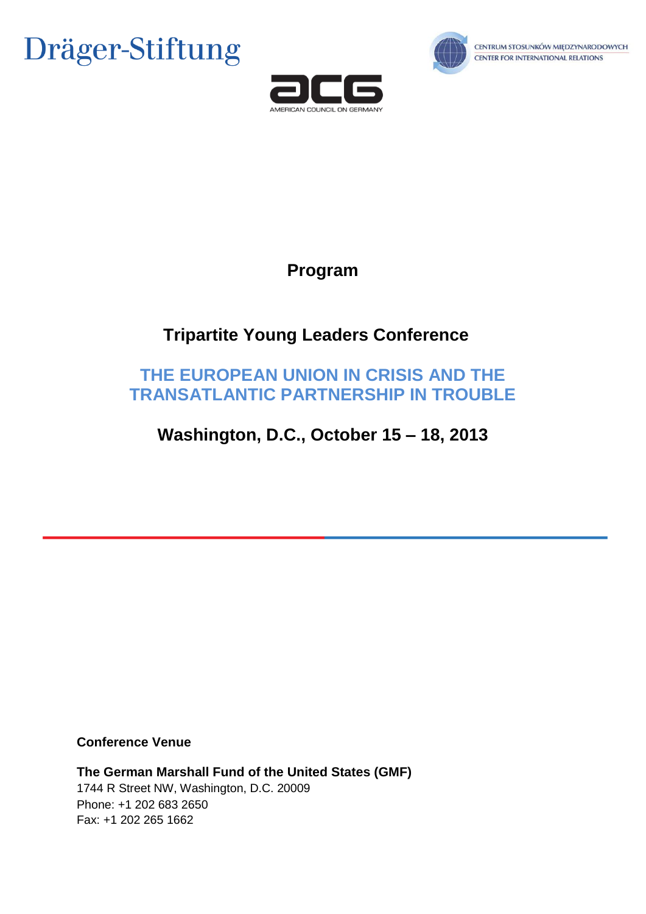Dräger-Stiftung

CENTRUM STOSUNKÓW MIĘDZYNARODOWYCH
CENTER FOR INTERNATIONAL RELATIONS

ACG
AMERICAN COUNCIL ON GERMANY

# Program

## Tripartite Young Leaders Conference

## THE EUROPEAN UNION IN CRISIS AND THE TRANSATLANTIC PARTNERSHIP IN TROUBLE

## Washington, D.C., October 15 – 18, 2013

**Conference Venue**

**The German Marshall Fund of the United States (GMF)**
1744 R Street NW, Washington, D.C. 20009
Phone: +1 202 683 2650
Fax: +1 202 265 1662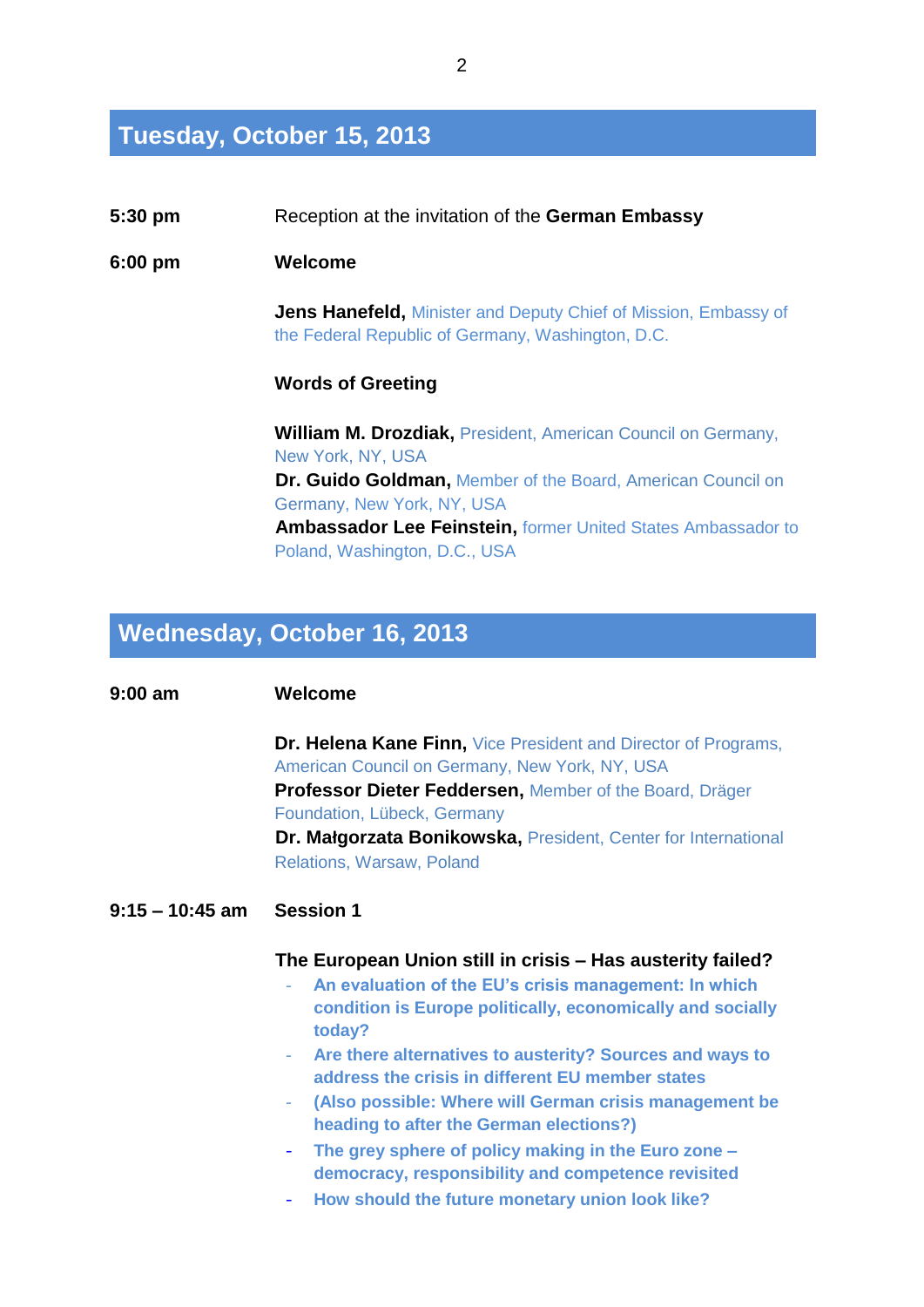## Tuesday, October 15, 2013

**5:30 pm** Reception at the invitation of the **German Embassy**

**6:00 pm** **Welcome**

**Jens Hanefeld,** Minister and Deputy Chief of Mission, Embassy of the Federal Republic of Germany, Washington, D.C.

**Words of Greeting**

**William M. Drozdiak,** President, American Council on Germany, New York, NY, USA
**Dr. Guido Goldman,** Member of the Board, American Council on Germany, New York, NY, USA
**Ambassador Lee Feinstein,** former United States Ambassador to Poland, Washington, D.C., USA

## Wednesday, October 16, 2013

**9:00 am** **Welcome**

**Dr. Helena Kane Finn,** Vice President and Director of Programs, American Council on Germany, New York, NY, USA
**Professor Dieter Feddersen,** Member of the Board, Dräger Foundation, Lübeck, Germany
**Dr. Małgorzata Bonikowska,** President, Center for International Relations, Warsaw, Poland

**9:15 – 10:45 am** **Session 1**

**The European Union still in crisis – Has austerity failed?**

- **An evaluation of the EU's crisis management: In which condition is Europe politically, economically and socially today?**
- **Are there alternatives to austerity? Sources and ways to address the crisis in different EU member states**
- **(Also possible: Where will German crisis management be heading to after the German elections?)**
- **The grey sphere of policy making in the Euro zone – democracy, responsibility and competence revisited**
- **How should the future monetary union look like?**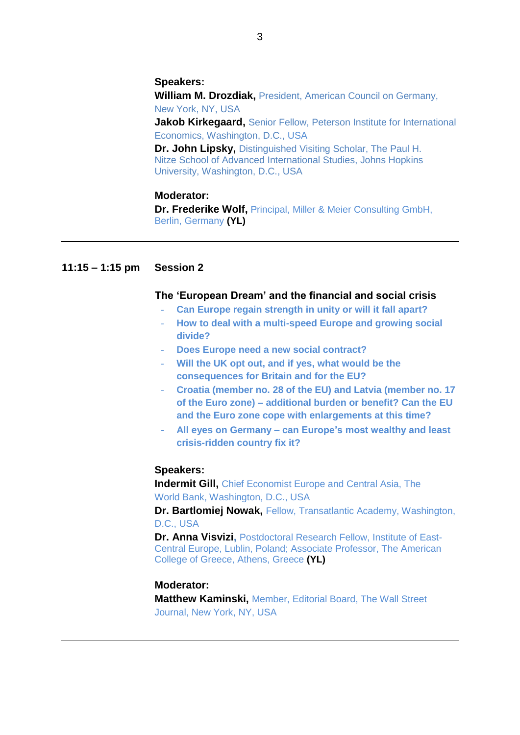**Speakers:**

**William M. Drozdiak,** President, American Council on Germany, New York, NY, USA

**Jakob Kirkegaard,** Senior Fellow, Peterson Institute for International Economics, Washington, D.C., USA

**Dr. John Lipsky,** Distinguished Visiting Scholar, The Paul H. Nitze School of Advanced International Studies, Johns Hopkins University, Washington, D.C., USA

**Moderator:**

**Dr. Frederike Wolf,** Principal, Miller & Meier Consulting GmbH, Berlin, Germany **(YL)**

---

**11:15 – 1:15 pm** **Session 2**

**The 'European Dream' and the financial and social crisis**

- **Can Europe regain strength in unity or will it fall apart?**
- **How to deal with a multi-speed Europe and growing social divide?**
- **Does Europe need a new social contract?**
- **Will the UK opt out, and if yes, what would be the consequences for Britain and for the EU?**
- **Croatia (member no. 28 of the EU) and Latvia (member no. 17 of the Euro zone) – additional burden or benefit? Can the EU and the Euro zone cope with enlargements at this time?**
- **All eyes on Germany – can Europe's most wealthy and least crisis-ridden country fix it?**

**Speakers:**

**Indermit Gill,** Chief Economist Europe and Central Asia, The World Bank, Washington, D.C., USA

**Dr. Bartlomiej Nowak,** Fellow, Transatlantic Academy, Washington, D.C., USA

**Dr. Anna Visvizi,** Postdoctoral Research Fellow, Institute of East-Central Europe, Lublin, Poland; Associate Professor, The American College of Greece, Athens, Greece **(YL)**

**Moderator:**

**Matthew Kaminski,** Member, Editorial Board, The Wall Street Journal, New York, NY, USA

---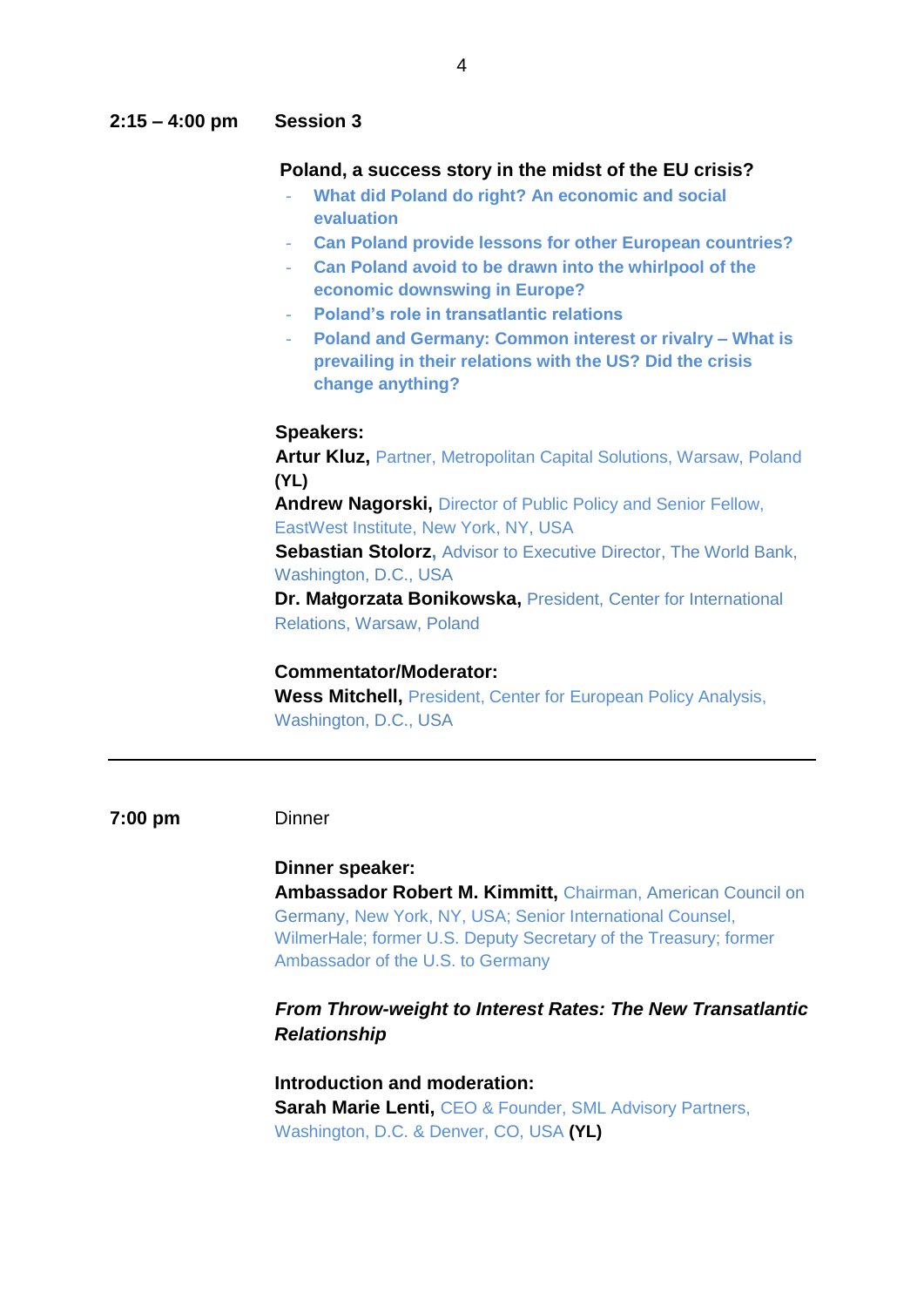**2:15 – 4:00 pm** **Session 3**

**Poland, a success story in the midst of the EU crisis?**

- **What did Poland do right? An economic and social evaluation**
- **Can Poland provide lessons for other European countries?**
- **Can Poland avoid to be drawn into the whirlpool of the economic downswing in Europe?**
- **Poland's role in transatlantic relations**
- **Poland and Germany: Common interest or rivalry – What is prevailing in their relations with the US? Did the crisis change anything?**

**Speakers:**

**Artur Kluz,** Partner, Metropolitan Capital Solutions, Warsaw, Poland **(YL)**

**Andrew Nagorski,** Director of Public Policy and Senior Fellow, EastWest Institute, New York, NY, USA

**Sebastian Stolorz**, Advisor to Executive Director, The World Bank, Washington, D.C., USA

**Dr. Małgorzata Bonikowska,** President, Center for International Relations, Warsaw, Poland

**Commentator/Moderator:**

**Wess Mitchell,** President, Center for European Policy Analysis, Washington, D.C., USA

---

**7:00 pm** Dinner

**Dinner speaker:**

**Ambassador Robert M. Kimmitt,** Chairman, American Council on Germany, New York, NY, USA; Senior International Counsel, WilmerHale; former U.S. Deputy Secretary of the Treasury; former Ambassador of the U.S. to Germany

***From Throw-weight to Interest Rates: The New Transatlantic Relationship***

**Introduction and moderation:**

**Sarah Marie Lenti,** CEO & Founder, SML Advisory Partners, Washington, D.C. & Denver, CO, USA **(YL)**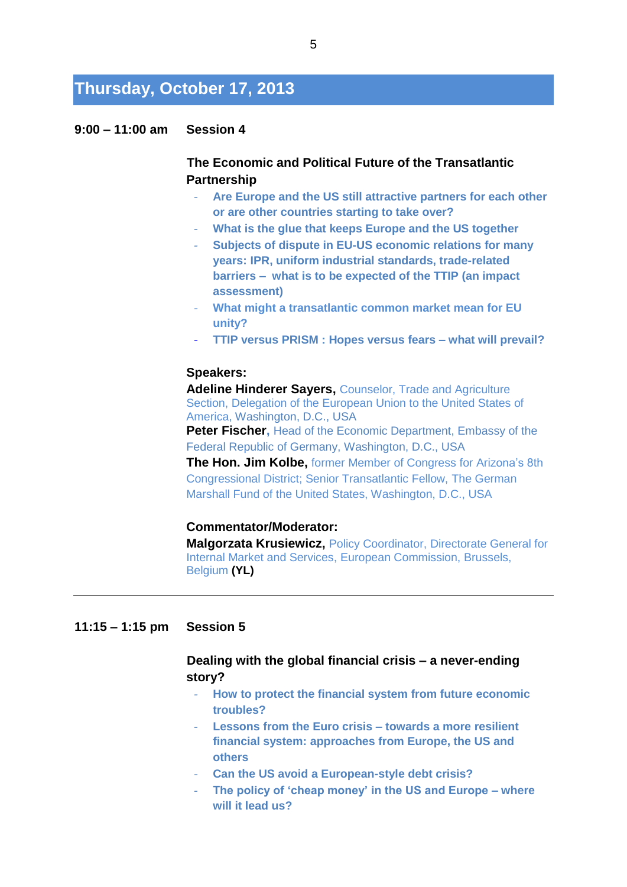## Thursday, October 17, 2013

**9:00 – 11:00 am** **Session 4**

**The Economic and Political Future of the Transatlantic Partnership**

- **Are Europe and the US still attractive partners for each other or are other countries starting to take over?**
- **What is the glue that keeps Europe and the US together**
- **Subjects of dispute in EU-US economic relations for many years: IPR, uniform industrial standards, trade-related barriers – what is to be expected of the TTIP (an impact assessment)**
- **What might a transatlantic common market mean for EU unity?**
- **TTIP versus PRISM : Hopes versus fears – what will prevail?**

**Speakers:**

**Adeline Hinderer Sayers,** Counselor, Trade and Agriculture Section, Delegation of the European Union to the United States of America, Washington, D.C., USA

**Peter Fischer,** Head of the Economic Department, Embassy of the Federal Republic of Germany, Washington, D.C., USA

**The Hon. Jim Kolbe,** former Member of Congress for Arizona's 8th Congressional District; Senior Transatlantic Fellow, The German Marshall Fund of the United States, Washington, D.C., USA

**Commentator/Moderator:**

**Malgorzata Krusiewicz,** Policy Coordinator, Directorate General for Internal Market and Services, European Commission, Brussels, Belgium **(YL)**

---

**11:15 – 1:15 pm** **Session 5**

**Dealing with the global financial crisis – a never-ending story?**

- **How to protect the financial system from future economic troubles?**
- **Lessons from the Euro crisis – towards a more resilient financial system: approaches from Europe, the US and others**
- **Can the US avoid a European-style debt crisis?**
- **The policy of 'cheap money' in the US and Europe – where will it lead us?**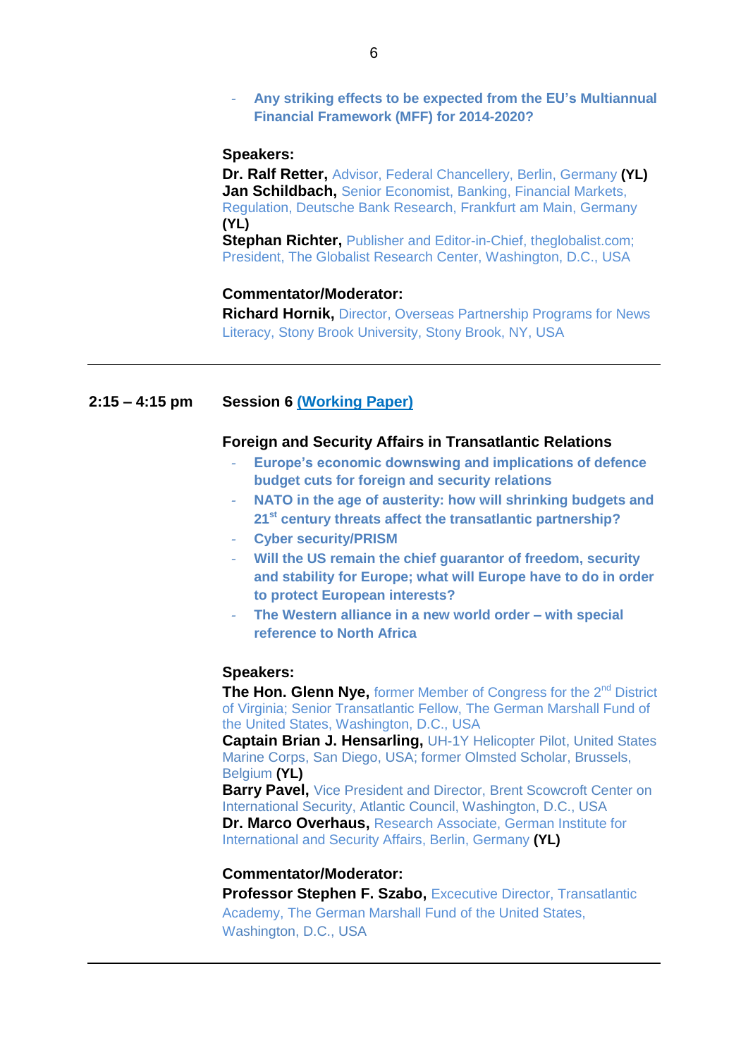- **Any striking effects to be expected from the EU's Multiannual Financial Framework (MFF) for 2014-2020?**

**Speakers:**

**Dr. Ralf Retter,** Advisor, Federal Chancellery, Berlin, Germany **(YL)**
**Jan Schildbach,** Senior Economist, Banking, Financial Markets, Regulation, Deutsche Bank Research, Frankfurt am Main, Germany **(YL)**
**Stephan Richter,** Publisher and Editor-in-Chief, theglobalist.com; President, The Globalist Research Center, Washington, D.C., USA

**Commentator/Moderator:**

**Richard Hornik,** Director, Overseas Partnership Programs for News Literacy, Stony Brook University, Stony Brook, NY, USA

---

**2:15 – 4:15 pm** **Session 6 (Working Paper)**

**Foreign and Security Affairs in Transatlantic Relations**

- **Europe's economic downswing and implications of defence budget cuts for foreign and security relations**
- **NATO in the age of austerity: how will shrinking budgets and 21st century threats affect the transatlantic partnership?**
- **Cyber security/PRISM**
- **Will the US remain the chief guarantor of freedom, security and stability for Europe; what will Europe have to do in order to protect European interests?**
- **The Western alliance in a new world order – with special reference to North Africa**

**Speakers:**

**The Hon. Glenn Nye,** former Member of Congress for the 2nd District of Virginia; Senior Transatlantic Fellow, The German Marshall Fund of the United States, Washington, D.C., USA
**Captain Brian J. Hensarling,** UH-1Y Helicopter Pilot, United States Marine Corps, San Diego, USA; former Olmsted Scholar, Brussels, Belgium **(YL)**
**Barry Pavel,** Vice President and Director, Brent Scowcroft Center on International Security, Atlantic Council, Washington, D.C., USA
**Dr. Marco Overhaus,** Research Associate, German Institute for International and Security Affairs, Berlin, Germany **(YL)**

**Commentator/Moderator:**

**Professor Stephen F. Szabo,** Excecutive Director, Transatlantic Academy, The German Marshall Fund of the United States, Washington, D.C., USA

---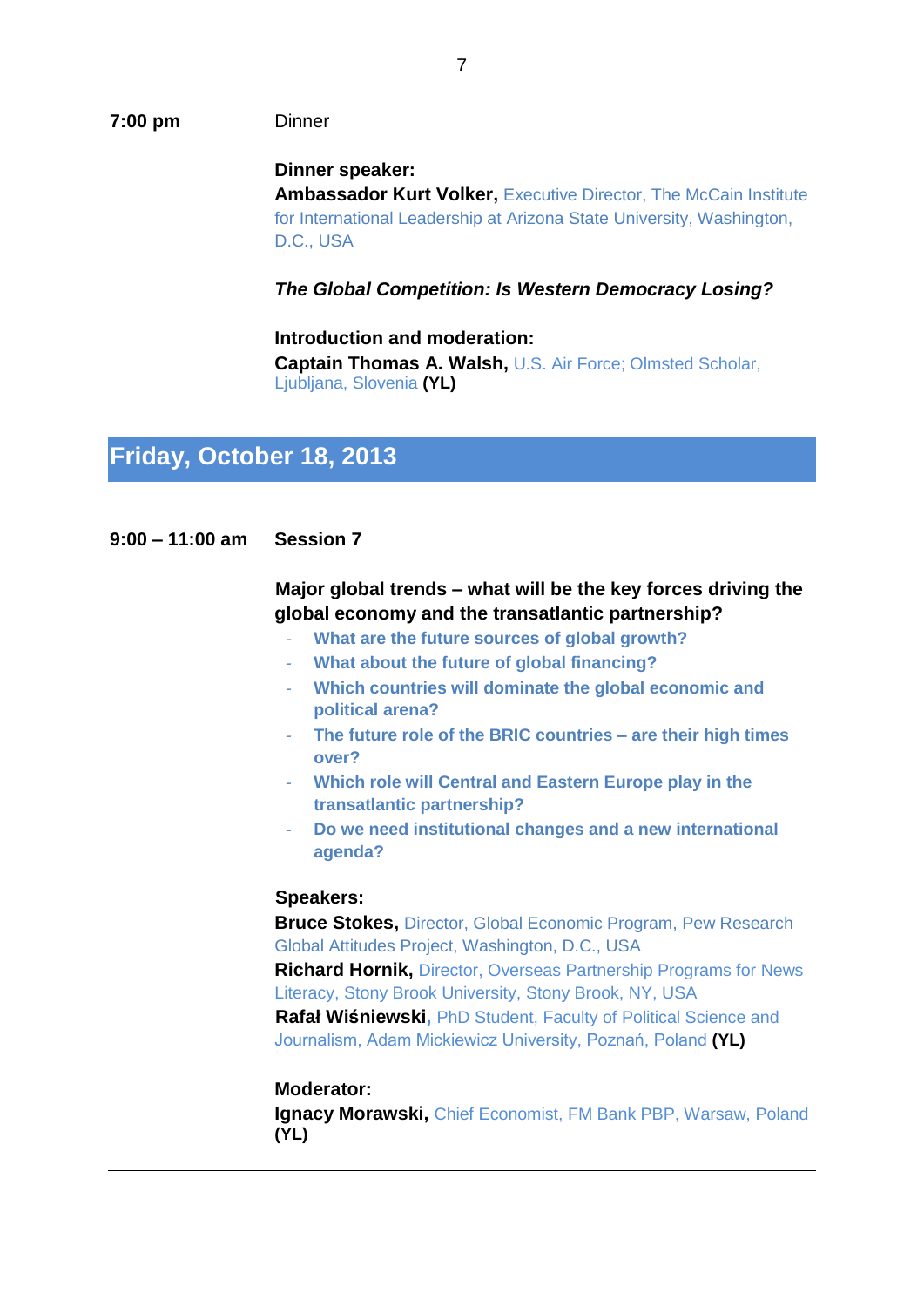**7:00 pm** Dinner

**Dinner speaker:**
**Ambassador Kurt Volker,** Executive Director, The McCain Institute for International Leadership at Arizona State University, Washington, D.C., USA

***The Global Competition: Is Western Democracy Losing?***

**Introduction and moderation:**
**Captain Thomas A. Walsh,** U.S. Air Force; Olmsted Scholar, Ljubljana, Slovenia **(YL)**

## Friday, October 18, 2013

**9:00 – 11:00 am** **Session 7**

**Major global trends – what will be the key forces driving the global economy and the transatlantic partnership?**

- **What are the future sources of global growth?**
- **What about the future of global financing?**
- **Which countries will dominate the global economic and political arena?**
- **The future role of the BRIC countries – are their high times over?**
- **Which role will Central and Eastern Europe play in the transatlantic partnership?**
- **Do we need institutional changes and a new international agenda?**

**Speakers:**
**Bruce Stokes,** Director, Global Economic Program, Pew Research Global Attitudes Project, Washington, D.C., USA
**Richard Hornik,** Director, Overseas Partnership Programs for News Literacy, Stony Brook University, Stony Brook, NY, USA
**Rafał Wiśniewski,** PhD Student, Faculty of Political Science and Journalism, Adam Mickiewicz University, Poznań, Poland **(YL)**

**Moderator:**
**Ignacy Morawski,** Chief Economist, FM Bank PBP, Warsaw, Poland **(YL)**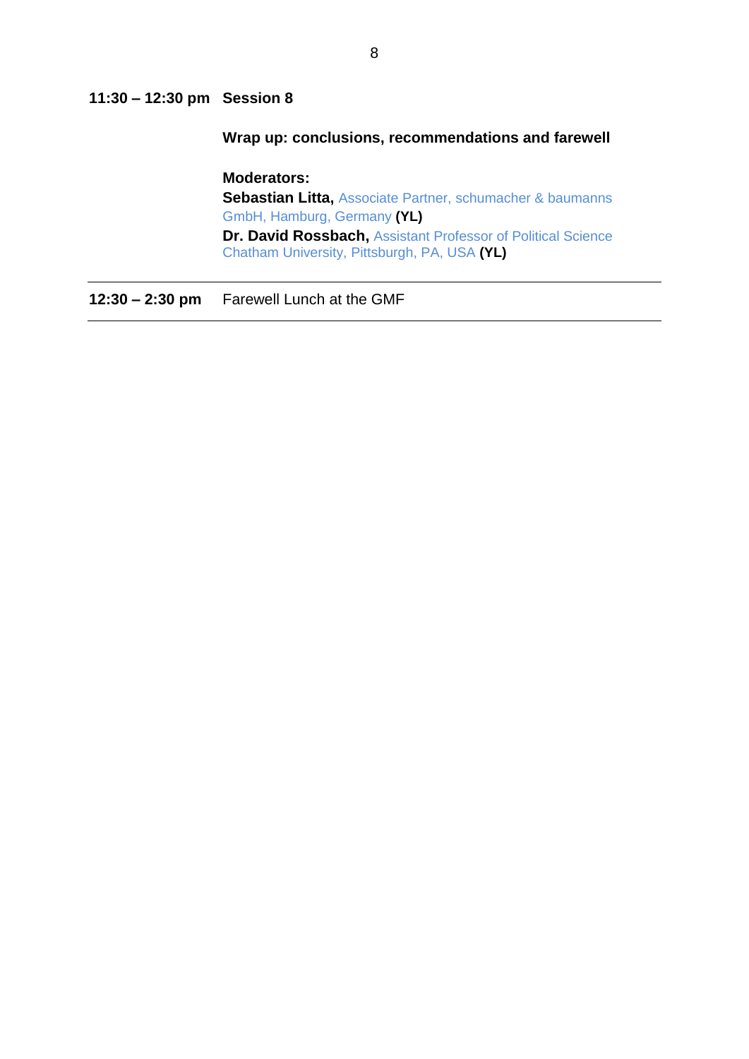**11:30 – 12:30 pm** **Session 8**

**Wrap up: conclusions, recommendations and farewell**

**Moderators:**

**Sebastian Litta,** Associate Partner, schumacher & baumanns GmbH, Hamburg, Germany **(YL)**

**Dr. David Rossbach,** Assistant Professor of Political Science Chatham University, Pittsburgh, PA, USA **(YL)**

---

**12:30 – 2:30 pm** Farewell Lunch at the GMF

---